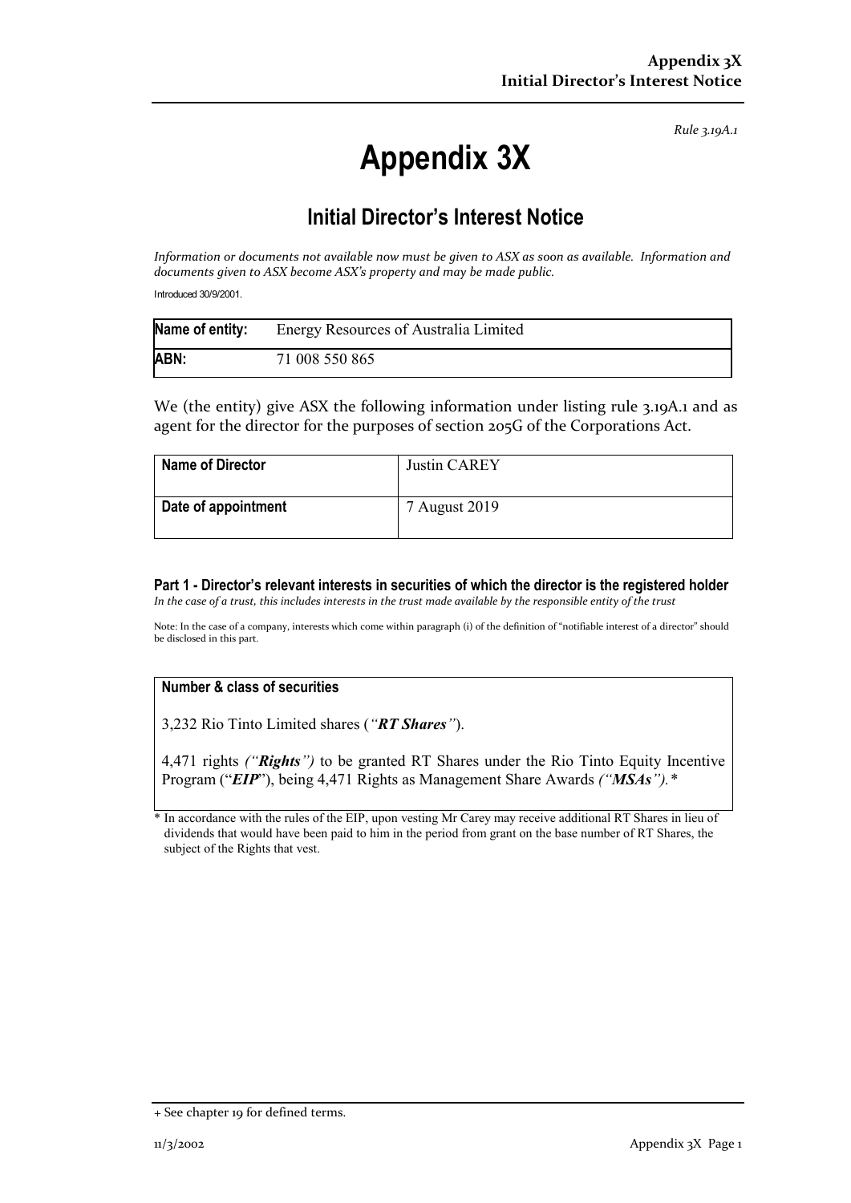*Rule 3.19A.1*

# Appendix 3X

## Initial Director's Interest Notice

*Information or documents not available now must be given to ASX as soon as available. Information and documents given to ASX become ASX's property and may be made public.*

Introduced 30/9/2001.

| **Name of entity:** | Energy Resources of Australia Limited |
|---|---|
| **ABN:** | 71 008 550 865 |

We (the entity) give ASX the following information under listing rule 3.19A.1 and as agent for the director for the purposes of section 205G of the Corporations Act.

| **Name of Director** | Justin CAREY |
|---|---|
| **Date of appointment** | 7 August 2019 |

### Part 1 - Director's relevant interests in securities of which the director is the registered holder

*In the case of a trust, this includes interests in the trust made available by the responsible entity of the trust*

Note: In the case of a company, interests which come within paragraph (i) of the definition of "notifiable interest of a director" should be disclosed in this part.

| **Number & class of securities** |
|---|
| 3,232 Rio Tinto Limited shares (*"**RT Shares**"*).<br><br>4,471 rights *("**Rights**")* to be granted RT Shares under the Rio Tinto Equity Incentive Program ("***EIP***"), being 4,471 Rights as Management Share Awards *("**MSAs**").*\* |

\* In accordance with the rules of the EIP, upon vesting Mr Carey may receive additional RT Shares in lieu of dividends that would have been paid to him in the period from grant on the base number of RT Shares, the subject of the Rights that vest.

+ See chapter 19 for defined terms.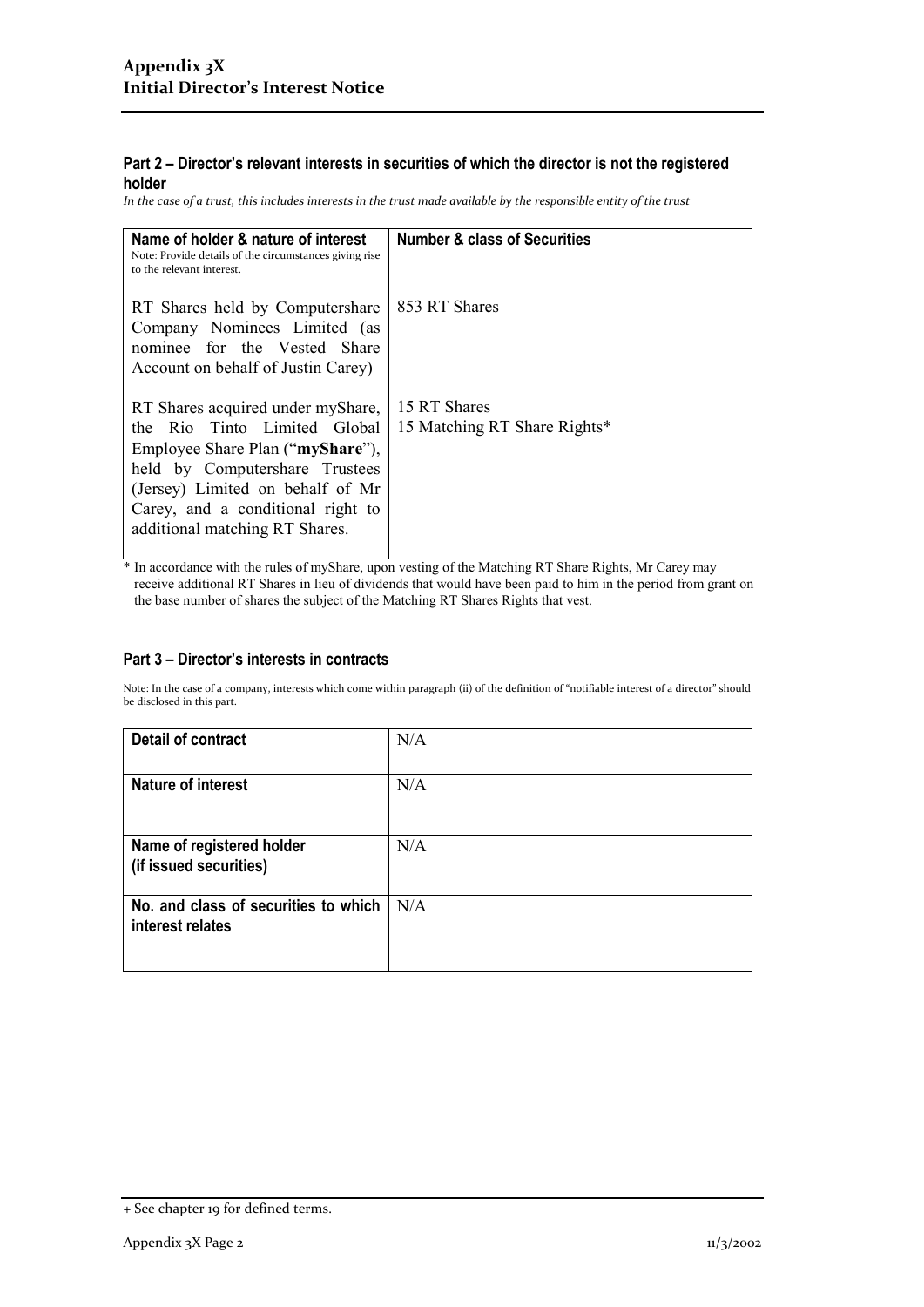## Part 2 – Director's relevant interests in securities of which the director is not the registered holder

*In the case of a trust, this includes interests in the trust made available by the responsible entity of the trust*

| Name of holder & nature of interest<br>Note: Provide details of the circumstances giving rise to the relevant interest. | Number & class of Securities |
|---|---|
| RT Shares held by Computershare Company Nominees Limited (as nominee for the Vested Share Account on behalf of Justin Carey) | 853 RT Shares |
| RT Shares acquired under myShare, the Rio Tinto Limited Global Employee Share Plan ("**myShare**"), held by Computershare Trustees (Jersey) Limited on behalf of Mr Carey, and a conditional right to additional matching RT Shares. | 15 RT Shares<br>15 Matching RT Share Rights* |

\* In accordance with the rules of myShare, upon vesting of the Matching RT Share Rights, Mr Carey may receive additional RT Shares in lieu of dividends that would have been paid to him in the period from grant on the base number of shares the subject of the Matching RT Shares Rights that vest.

## Part 3 – Director's interests in contracts

Note: In the case of a company, interests which come within paragraph (ii) of the definition of "notifiable interest of a director" should be disclosed in this part.

| | |
|---|---|
| **Detail of contract** | N/A |
| **Nature of interest** | N/A |
| **Name of registered holder (if issued securities)** | N/A |
| **No. and class of securities to which interest relates** | N/A |

+ See chapter 19 for defined terms.